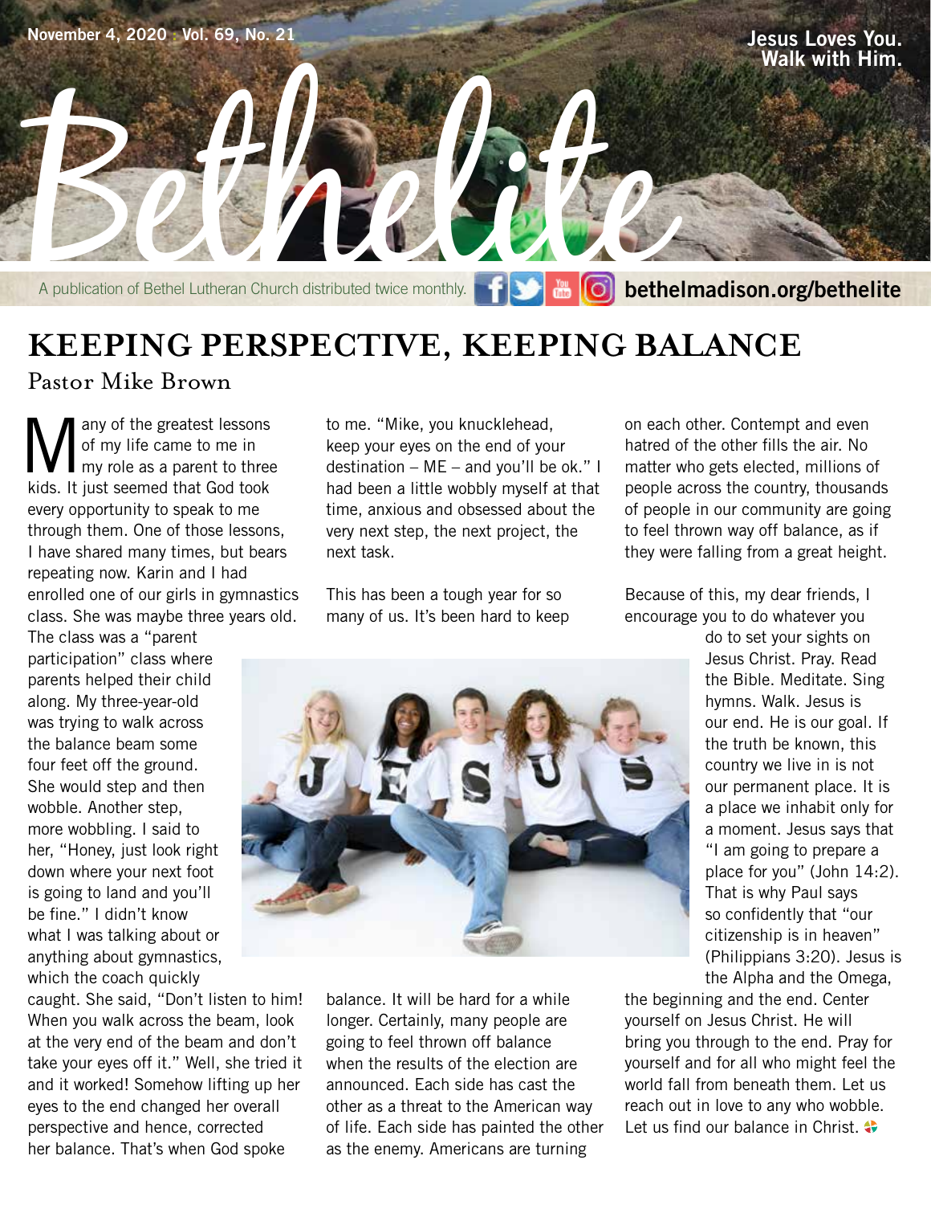November 4, 2020 : Vol. 69, No. 21

Jesus Loves You. Walk with Him.

# Bethelite

A publication of Bethel Lutheran Church distributed twice monthly. bethelmadison.org/bethelite

## KEEPING PERSPECTIVE, KEEPING BALANCE

Pastor Mike Brown

Many of the greatest lessons of my life came to me in my role as a parent to three kids. It just seemed that God took every opportunity to speak to me through them. One of those lessons, I have shared many times, but bears repeating now. Karin and I had enrolled one of our girls in gymnastics class. She was maybe three years old. The class was a "parent participation" class where parents helped their child along. My three-year-old was trying to walk across the balance beam some four feet off the ground. She would step and then wobble. Another step, more wobbling. I said to her, "Honey, just look right down where your next foot is going to land and you'll be fine." I didn't know what I was talking about or anything about gymnastics, which the coach quickly caught. She said, "Don't listen to him! When you walk across the beam, look at the very end of the beam and don't take your eyes off it." Well, she tried it and it worked! Somehow lifting up her eyes to the end changed her overall perspective and hence, corrected her balance. That's when God spoke to me. "Mike, you knucklehead, keep your eyes on the end of your destination – ME – and you'll be ok." I had been a little wobbly myself at that time, anxious and obsessed about the very next step, the next project, the next task.

This has been a tough year for so many of us. It's been hard to keep balance. It will be hard for a while longer. Certainly, many people are going to feel thrown off balance when the results of the election are announced. Each side has cast the other as a threat to the American way of life. Each side has painted the other as the enemy. Americans are turning on each other. Contempt and even hatred of the other fills the air. No matter who gets elected, millions of people across the country, thousands of people in our community are going to feel thrown way off balance, as if they were falling from a great height.

Because of this, my dear friends, I encourage you to do whatever you do to set your sights on Jesus Christ. Pray. Read the Bible. Meditate. Sing hymns. Walk. Jesus is our end. He is our goal. If the truth be known, this country we live in is not our permanent place. It is a place we inhabit only for a moment. Jesus says that "I am going to prepare a place for you" (John 14:2). That is why Paul says so confidently that "our citizenship is in heaven" (Philippians 3:20). Jesus is the Alpha and the Omega, the beginning and the end. Center yourself on Jesus Christ. He will bring you through to the end. Pray for yourself and for all who might feel the world fall from beneath them. Let us reach out in love to any who wobble. Let us find our balance in Christ.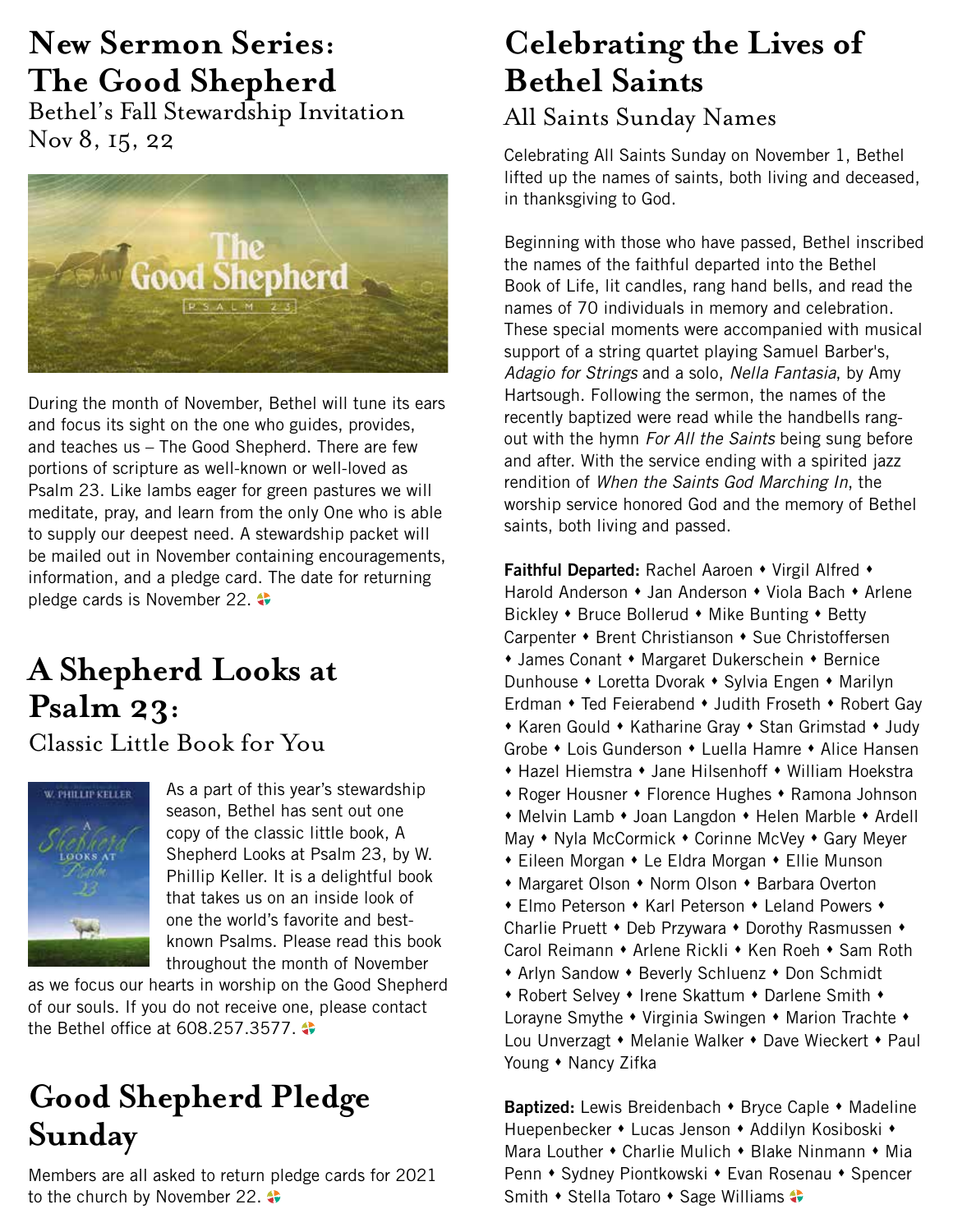# New Sermon Series: The Good Shepherd

## Bethel's Fall Stewardship Invitation Nov 8, 15, 22

During the month of November, Bethel will tune its ears and focus its sight on the one who guides, provides, and teaches us – The Good Shepherd. There are few portions of scripture as well-known or well-loved as Psalm 23. Like lambs eager for green pastures we will meditate, pray, and learn from the only One who is able to supply our deepest need. A stewardship packet will be mailed out in November containing encouragements, information, and a pledge card. The date for returning pledge cards is November 22.

# A Shepherd Looks at Psalm 23:

## Classic Little Book for You

As a part of this year's stewardship season, Bethel has sent out one copy of the classic little book, A Shepherd Looks at Psalm 23, by W. Phillip Keller. It is a delightful book that takes us on an inside look of one the world's favorite and best-known Psalms. Please read this book throughout the month of November as we focus our hearts in worship on the Good Shepherd of our souls. If you do not receive one, please contact the Bethel office at 608.257.3577.

# Good Shepherd Pledge Sunday

Members are all asked to return pledge cards for 2021 to the church by November 22.

# Celebrating the Lives of Bethel Saints

## All Saints Sunday Names

Celebrating All Saints Sunday on November 1, Bethel lifted up the names of saints, both living and deceased, in thanksgiving to God.

Beginning with those who have passed, Bethel inscribed the names of the faithful departed into the Bethel Book of Life, lit candles, rang hand bells, and read the names of 70 individuals in memory and celebration. These special moments were accompanied with musical support of a string quartet playing Samuel Barber's, *Adagio for Strings* and a solo, *Nella Fantasia*, by Amy Hartsough. Following the sermon, the names of the recently baptized were read while the handbells rang-out with the hymn *For All the Saints* being sung before and after. With the service ending with a spirited jazz rendition of *When the Saints God Marching In*, the worship service honored God and the memory of Bethel saints, both living and passed.

**Faithful Departed:** Rachel Aaroen • Virgil Alfred • Harold Anderson • Jan Anderson • Viola Bach • Arlene Bickley • Bruce Bollerud • Mike Bunting • Betty Carpenter • Brent Christianson • Sue Christoffersen • James Conant • Margaret Dukerschein • Bernice Dunhouse • Loretta Dvorak • Sylvia Engen • Marilyn Erdman • Ted Feierabend • Judith Froseth • Robert Gay • Karen Gould • Katharine Gray • Stan Grimstad • Judy Grobe • Lois Gunderson • Luella Hamre • Alice Hansen • Hazel Hiemstra • Jane Hilsenhoff • William Hoekstra • Roger Housner • Florence Hughes • Ramona Johnson • Melvin Lamb • Joan Langdon • Helen Marble • Ardell May • Nyla McCormick • Corinne McVey • Gary Meyer • Eileen Morgan • Le Eldra Morgan • Ellie Munson • Margaret Olson • Norm Olson • Barbara Overton • Elmo Peterson • Karl Peterson • Leland Powers • Charlie Pruett • Deb Przywara • Dorothy Rasmussen • Carol Reimann • Arlene Rickli • Ken Roeh • Sam Roth • Arlyn Sandow • Beverly Schluenz • Don Schmidt • Robert Selvey • Irene Skattum • Darlene Smith • Lorayne Smythe • Virginia Swingen • Marion Trachte • Lou Unverzagt • Melanie Walker • Dave Wieckert • Paul Young • Nancy Zifka

**Baptized:** Lewis Breidenbach • Bryce Caple • Madeline Huepenbecker • Lucas Jenson • Addilyn Kosiboski • Mara Louther • Charlie Mulich • Blake Ninmann • Mia Penn • Sydney Piontkowski • Evan Rosenau • Spencer Smith • Stella Totaro • Sage Williams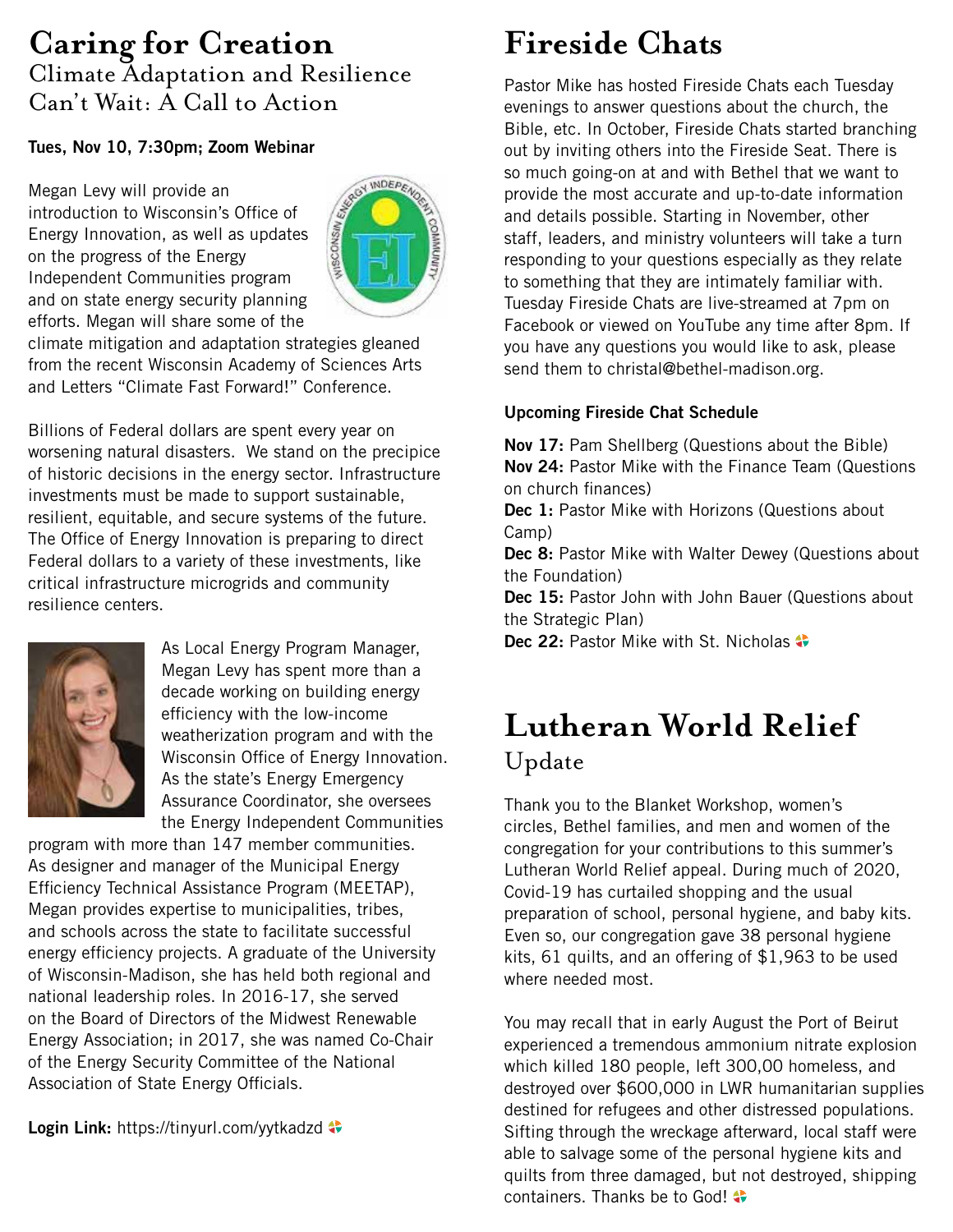# Caring for Creation

## Climate Adaptation and Resilience Can't Wait: A Call to Action

**Tues, Nov 10, 7:30pm; Zoom Webinar**

Megan Levy will provide an introduction to Wisconsin's Office of Energy Innovation, as well as updates on the progress of the Energy Independent Communities program and on state energy security planning efforts. Megan will share some of the climate mitigation and adaptation strategies gleaned from the recent Wisconsin Academy of Sciences Arts and Letters "Climate Fast Forward!" Conference.

Billions of Federal dollars are spent every year on worsening natural disasters. We stand on the precipice of historic decisions in the energy sector. Infrastructure investments must be made to support sustainable, resilient, equitable, and secure systems of the future. The Office of Energy Innovation is preparing to direct Federal dollars to a variety of these investments, like critical infrastructure microgrids and community resilience centers.

As Local Energy Program Manager, Megan Levy has spent more than a decade working on building energy efficiency with the low-income weatherization program and with the Wisconsin Office of Energy Innovation. As the state's Energy Emergency Assurance Coordinator, she oversees the Energy Independent Communities program with more than 147 member communities. As designer and manager of the Municipal Energy Efficiency Technical Assistance Program (MEETAP), Megan provides expertise to municipalities, tribes, and schools across the state to facilitate successful energy efficiency projects. A graduate of the University of Wisconsin-Madison, she has held both regional and national leadership roles. In 2016-17, she served on the Board of Directors of the Midwest Renewable Energy Association; in 2017, she was named Co-Chair of the Energy Security Committee of the National Association of State Energy Officials.

**Login Link:** https://tinyurl.com/yytkadzd

# Fireside Chats

Pastor Mike has hosted Fireside Chats each Tuesday evenings to answer questions about the church, the Bible, etc. In October, Fireside Chats started branching out by inviting others into the Fireside Seat. There is so much going-on at and with Bethel that we want to provide the most accurate and up-to-date information and details possible. Starting in November, other staff, leaders, and ministry volunteers will take a turn responding to your questions especially as they relate to something that they are intimately familiar with. Tuesday Fireside Chats are live-streamed at 7pm on Facebook or viewed on YouTube any time after 8pm. If you have any questions you would like to ask, please send them to christal@bethel-madison.org.

**Upcoming Fireside Chat Schedule**

**Nov 17:** Pam Shellberg (Questions about the Bible)
**Nov 24:** Pastor Mike with the Finance Team (Questions on church finances)
**Dec 1:** Pastor Mike with Horizons (Questions about Camp)
**Dec 8:** Pastor Mike with Walter Dewey (Questions about the Foundation)
**Dec 15:** Pastor John with John Bauer (Questions about the Strategic Plan)
**Dec 22:** Pastor Mike with St. Nicholas

# Lutheran World Relief

## Update

Thank you to the Blanket Workshop, women's circles, Bethel families, and men and women of the congregation for your contributions to this summer's Lutheran World Relief appeal. During much of 2020, Covid-19 has curtailed shopping and the usual preparation of school, personal hygiene, and baby kits. Even so, our congregation gave 38 personal hygiene kits, 61 quilts, and an offering of $1,963 to be used where needed most.

You may recall that in early August the Port of Beirut experienced a tremendous ammonium nitrate explosion which killed 180 people, left 300,00 homeless, and destroyed over $600,000 in LWR humanitarian supplies destined for refugees and other distressed populations. Sifting through the wreckage afterward, local staff were able to salvage some of the personal hygiene kits and quilts from three damaged, but not destroyed, shipping containers. Thanks be to God!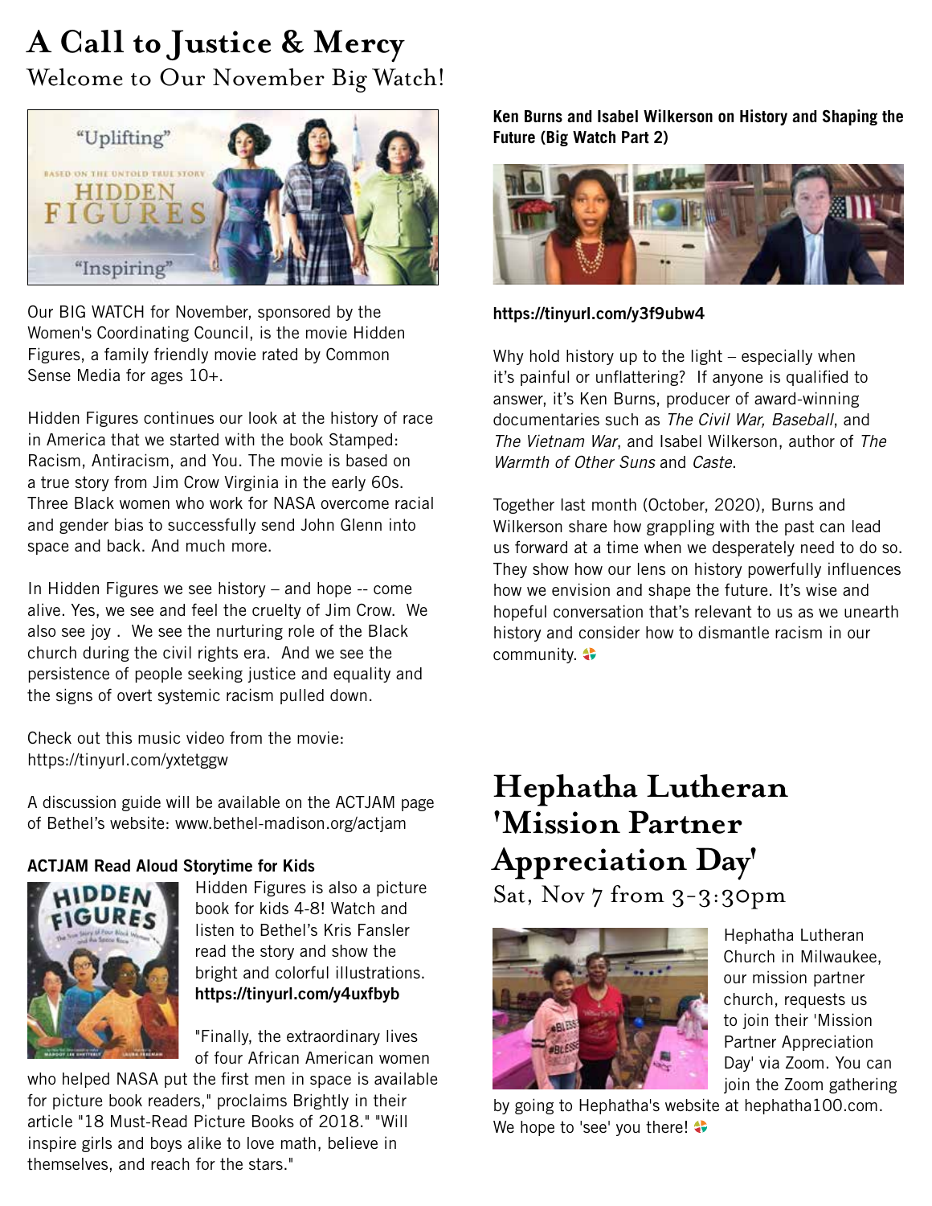# A Call to Justice & Mercy

## Welcome to Our November Big Watch!

Our BIG WATCH for November, sponsored by the Women's Coordinating Council, is the movie Hidden Figures, a family friendly movie rated by Common Sense Media for ages 10+.

Hidden Figures continues our look at the history of race in America that we started with the book Stamped: Racism, Antiracism, and You. The movie is based on a true story from Jim Crow Virginia in the early 60s. Three Black women who work for NASA overcome racial and gender bias to successfully send John Glenn into space and back. And much more.

In Hidden Figures we see history – and hope -- come alive. Yes, we see and feel the cruelty of Jim Crow. We also see joy . We see the nurturing role of the Black church during the civil rights era. And we see the persistence of people seeking justice and equality and the signs of overt systemic racism pulled down.

Check out this music video from the movie: https://tinyurl.com/yxtetggw

A discussion guide will be available on the ACTJAM page of Bethel's website: www.bethel-madison.org/actjam

**ACTJAM Read Aloud Storytime for Kids**

Hidden Figures is also a picture book for kids 4-8! Watch and listen to Bethel's Kris Fansler read the story and show the bright and colorful illustrations. **https://tinyurl.com/y4uxfbyb**

"Finally, the extraordinary lives of four African American women who helped NASA put the first men in space is available for picture book readers," proclaims Brightly in their article "18 Must-Read Picture Books of 2018." "Will inspire girls and boys alike to love math, believe in themselves, and reach for the stars."

**Ken Burns and Isabel Wilkerson on History and Shaping the Future (Big Watch Part 2)**

**https://tinyurl.com/y3f9ubw4**

Why hold history up to the light – especially when it's painful or unflattering? If anyone is qualified to answer, it's Ken Burns, producer of award-winning documentaries such as *The Civil War, Baseball*, and *The Vietnam War*, and Isabel Wilkerson, author of *The Warmth of Other Suns* and *Caste*.

Together last month (October, 2020), Burns and Wilkerson share how grappling with the past can lead us forward at a time when we desperately need to do so. They show how our lens on history powerfully influences how we envision and shape the future. It's wise and hopeful conversation that's relevant to us as we unearth history and consider how to dismantle racism in our community.

# Hephatha Lutheran 'Mission Partner Appreciation Day'

## Sat, Nov 7 from 3-3:30pm

Hephatha Lutheran Church in Milwaukee, our mission partner church, requests us to join their 'Mission Partner Appreciation Day' via Zoom. You can join the Zoom gathering by going to Hephatha's website at hephatha100.com. We hope to 'see' you there!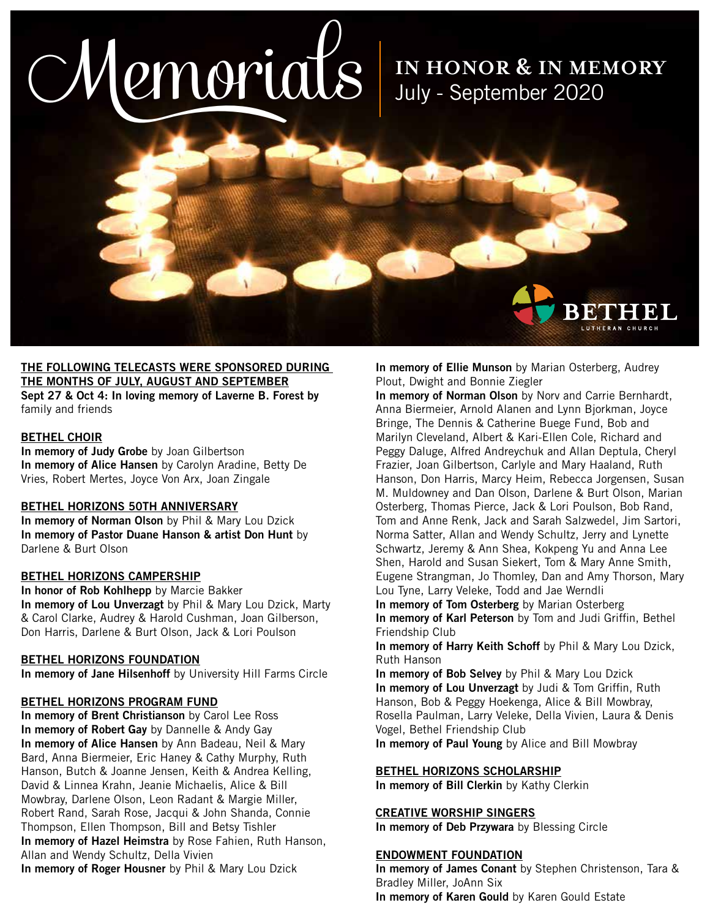# Memorials

## IN HONOR & IN MEMORY
July - September 2020

BETHEL LUTHERAN CHURCH

**THE FOLLOWING TELECASTS WERE SPONSORED DURING THE MONTHS OF JULY, AUGUST AND SEPTEMBER**

**Sept 27 & Oct 4: In loving memory of Laverne B. Forest by** family and friends

**BETHEL CHOIR**

**In memory of Judy Grobe** by Joan Gilbertson
**In memory of Alice Hansen** by Carolyn Aradine, Betty De Vries, Robert Mertes, Joyce Von Arx, Joan Zingale

**BETHEL HORIZONS 50TH ANNIVERSARY**

**In memory of Norman Olson** by Phil & Mary Lou Dzick
**In memory of Pastor Duane Hanson & artist Don Hunt** by Darlene & Burt Olson

**BETHEL HORIZONS CAMPERSHIP**

**In honor of Rob Kohlhepp** by Marcie Bakker
**In memory of Lou Unverzagt** by Phil & Mary Lou Dzick, Marty & Carol Clarke, Audrey & Harold Cushman, Joan Gilberson, Don Harris, Darlene & Burt Olson, Jack & Lori Poulson

**BETHEL HORIZONS FOUNDATION**

**In memory of Jane Hilsenhoff** by University Hill Farms Circle

**BETHEL HORIZONS PROGRAM FUND**

**In memory of Brent Christianson** by Carol Lee Ross
**In memory of Robert Gay** by Dannelle & Andy Gay
**In memory of Alice Hansen** by Ann Badeau, Neil & Mary Bard, Anna Biermeier, Eric Haney & Cathy Murphy, Ruth Hanson, Butch & Joanne Jensen, Keith & Andrea Kelling, David & Linnea Krahn, Jeanie Michaelis, Alice & Bill Mowbray, Darlene Olson, Leon Radant & Margie Miller, Robert Rand, Sarah Rose, Jacqui & John Shanda, Connie Thompson, Ellen Thompson, Bill and Betsy Tishler
**In memory of Hazel Heimstra** by Rose Fahien, Ruth Hanson, Allan and Wendy Schultz, Della Vivien
**In memory of Roger Housner** by Phil & Mary Lou Dzick
**In memory of Ellie Munson** by Marian Osterberg, Audrey Plout, Dwight and Bonnie Ziegler
**In memory of Norman Olson** by Norv and Carrie Bernhardt, Anna Biermeier, Arnold Alanen and Lynn Bjorkman, Joyce Bringe, The Dennis & Catherine Buege Fund, Bob and Marilyn Cleveland, Albert & Kari-Ellen Cole, Richard and Peggy Daluge, Alfred Andreychuk and Allan Deptula, Cheryl Frazier, Joan Gilbertson, Carlyle and Mary Haaland, Ruth Hanson, Don Harris, Marcy Heim, Rebecca Jorgensen, Susan M. Muldowney and Dan Olson, Darlene & Burt Olson, Marian Osterberg, Thomas Pierce, Jack & Lori Poulson, Bob Rand, Tom and Anne Renk, Jack and Sarah Salzwedel, Jim Sartori, Norma Satter, Allan and Wendy Schultz, Jerry and Lynette Schwartz, Jeremy & Ann Shea, Kokpeng Yu and Anna Lee Shen, Harold and Susan Siekert, Tom & Mary Anne Smith, Eugene Strangman, Jo Thomley, Dan and Amy Thorson, Mary Lou Tyne, Larry Veleke, Todd and Jae Werndli
**In memory of Tom Osterberg** by Marian Osterberg
**In memory of Karl Peterson** by Tom and Judi Griffin, Bethel Friendship Club
**In memory of Harry Keith Schoff** by Phil & Mary Lou Dzick, Ruth Hanson
**In memory of Bob Selvey** by Phil & Mary Lou Dzick
**In memory of Lou Unverzagt** by Judi & Tom Griffin, Ruth Hanson, Bob & Peggy Hoekenga, Alice & Bill Mowbray, Rosella Paulman, Larry Veleke, Della Vivien, Laura & Denis Vogel, Bethel Friendship Club
**In memory of Paul Young** by Alice and Bill Mowbray

**BETHEL HORIZONS SCHOLARSHIP**

**In memory of Bill Clerkin** by Kathy Clerkin

**CREATIVE WORSHIP SINGERS**

**In memory of Deb Przywara** by Blessing Circle

**ENDOWMENT FOUNDATION**

**In memory of James Conant** by Stephen Christenson, Tara & Bradley Miller, JoAnn Six
**In memory of Karen Gould** by Karen Gould Estate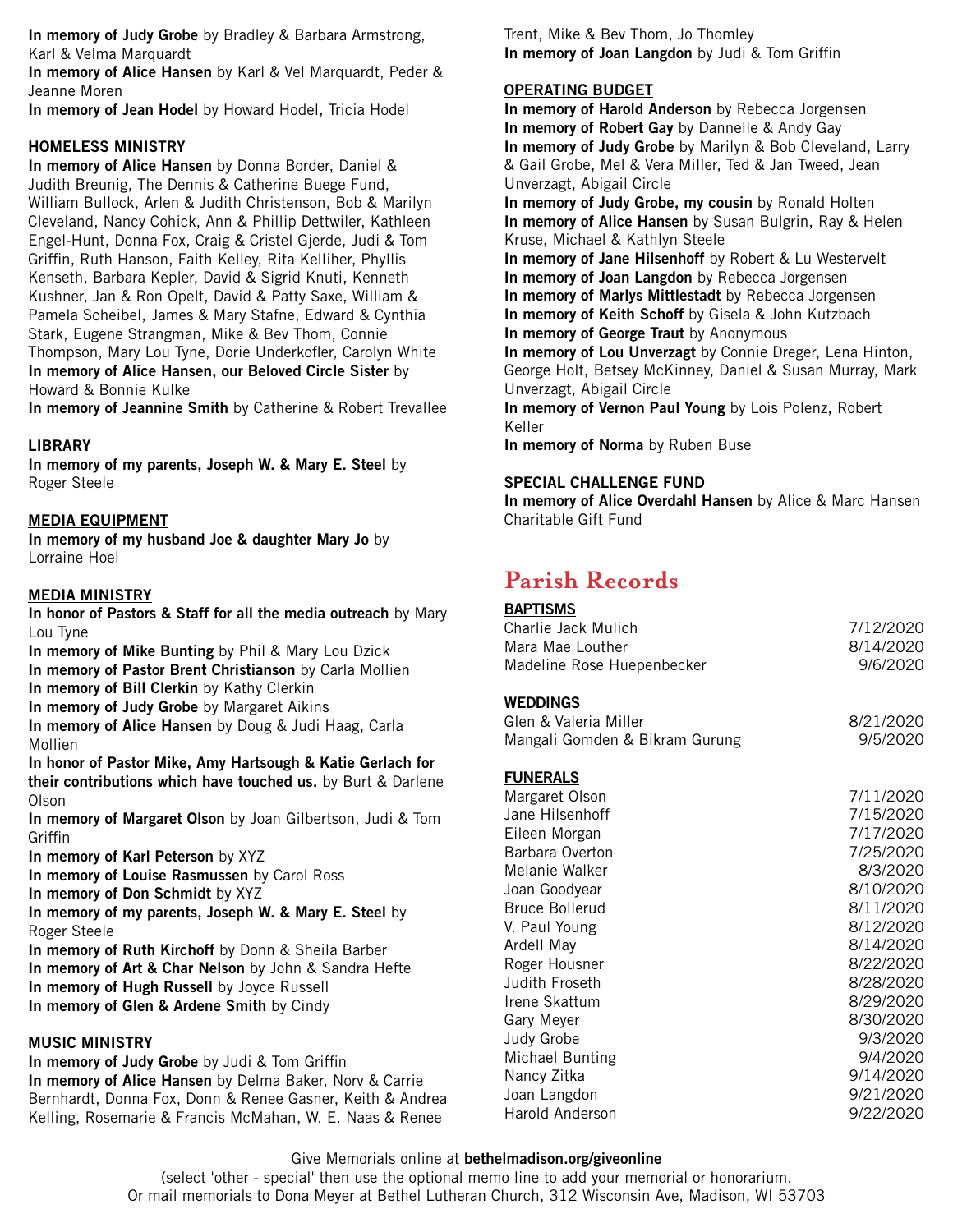**In memory of Judy Grobe** by Bradley & Barbara Armstrong, Karl & Velma Marquardt
**In memory of Alice Hansen** by Karl & Vel Marquardt, Peder & Jeanne Moren
**In memory of Jean Hodel** by Howard Hodel, Tricia Hodel

**HOMELESS MINISTRY**
**In memory of Alice Hansen** by Donna Border, Daniel & Judith Breunig, The Dennis & Catherine Buege Fund, William Bullock, Arlen & Judith Christenson, Bob & Marilyn Cleveland, Nancy Cohick, Ann & Phillip Dettwiler, Kathleen Engel-Hunt, Donna Fox, Craig & Cristel Gjerde, Judi & Tom Griffin, Ruth Hanson, Faith Kelley, Rita Kelliher, Phyllis Kenseth, Barbara Kepler, David & Sigrid Knuti, Kenneth Kushner, Jan & Ron Opelt, David & Patty Saxe, William & Pamela Scheibel, James & Mary Stafne, Edward & Cynthia Stark, Eugene Strangman, Mike & Bev Thom, Connie Thompson, Mary Lou Tyne, Dorie Underkofler, Carolyn White
**In memory of Alice Hansen, our Beloved Circle Sister** by Howard & Bonnie Kulke
**In memory of Jeannine Smith** by Catherine & Robert Trevallee

**LIBRARY**
**In memory of my parents, Joseph W. & Mary E. Steel** by Roger Steele

**MEDIA EQUIPMENT**
**In memory of my husband Joe & daughter Mary Jo** by Lorraine Hoel

**MEDIA MINISTRY**
**In honor of Pastors & Staff for all the media outreach** by Mary Lou Tyne
**In memory of Mike Bunting** by Phil & Mary Lou Dzick
**In memory of Pastor Brent Christianson** by Carla Mollien
**In memory of Bill Clerkin** by Kathy Clerkin
**In memory of Judy Grobe** by Margaret Aikins
**In memory of Alice Hansen** by Doug & Judi Haag, Carla Mollien
**In honor of Pastor Mike, Amy Hartsough & Katie Gerlach for their contributions which have touched us.** by Burt & Darlene Olson
**In memory of Margaret Olson** by Joan Gilbertson, Judi & Tom Griffin
**In memory of Karl Peterson** by XYZ
**In memory of Louise Rasmussen** by Carol Ross
**In memory of Don Schmidt** by XYZ
**In memory of my parents, Joseph W. & Mary E. Steel** by Roger Steele
**In memory of Ruth Kirchoff** by Donn & Sheila Barber
**In memory of Art & Char Nelson** by John & Sandra Hefte
**In memory of Hugh Russell** by Joyce Russell
**In memory of Glen & Ardene Smith** by Cindy

**MUSIC MINISTRY**
**In memory of Judy Grobe** by Judi & Tom Griffin
**In memory of Alice Hansen** by Delma Baker, Norv & Carrie Bernhardt, Donna Fox, Donn & Renee Gasner, Keith & Andrea Kelling, Rosemarie & Francis McMahan, W. E. Naas & Renee Trent, Mike & Bev Thom, Jo Thomley
**In memory of Joan Langdon** by Judi & Tom Griffin

**OPERATING BUDGET**
**In memory of Harold Anderson** by Rebecca Jorgensen
**In memory of Robert Gay** by Dannelle & Andy Gay
**In memory of Judy Grobe** by Marilyn & Bob Cleveland, Larry & Gail Grobe, Mel & Vera Miller, Ted & Jan Tweed, Jean Unverzagt, Abigail Circle
**In memory of Judy Grobe, my cousin** by Ronald Holten
**In memory of Alice Hansen** by Susan Bulgrin, Ray & Helen Kruse, Michael & Kathlyn Steele
**In memory of Jane Hilsenhoff** by Robert & Lu Westervelt
**In memory of Joan Langdon** by Rebecca Jorgensen
**In memory of Marlys Mittlestadt** by Rebecca Jorgensen
**In memory of Keith Schoff** by Gisela & John Kutzbach
**In memory of George Traut** by Anonymous
**In memory of Lou Unverzagt** by Connie Dreger, Lena Hinton, George Holt, Betsey McKinney, Daniel & Susan Murray, Mark Unverzagt, Abigail Circle
**In memory of Vernon Paul Young** by Lois Polenz, Robert Keller
**In memory of Norma** by Ruben Buse

**SPECIAL CHALLENGE FUND**
**In memory of Alice Overdahl Hansen** by Alice & Marc Hansen Charitable Gift Fund

## Parish Records

**BAPTISMS**

| | |
|---|---|
| Charlie Jack Mulich | 7/12/2020 |
| Mara Mae Louther | 8/14/2020 |
| Madeline Rose Huepenbecker | 9/6/2020 |

**WEDDINGS**

| | |
|---|---|
| Glen & Valeria Miller | 8/21/2020 |
| Mangali Gomden & Bikram Gurung | 9/5/2020 |

**FUNERALS**

| | |
|---|---|
| Margaret Olson | 7/11/2020 |
| Jane Hilsenhoff | 7/15/2020 |
| Eileen Morgan | 7/17/2020 |
| Barbara Overton | 7/25/2020 |
| Melanie Walker | 8/3/2020 |
| Joan Goodyear | 8/10/2020 |
| Bruce Bollerud | 8/11/2020 |
| V. Paul Young | 8/12/2020 |
| Ardell May | 8/14/2020 |
| Roger Housner | 8/22/2020 |
| Judith Froseth | 8/28/2020 |
| Irene Skattum | 8/29/2020 |
| Gary Meyer | 8/30/2020 |
| Judy Grobe | 9/3/2020 |
| Michael Bunting | 9/4/2020 |
| Nancy Zitka | 9/14/2020 |
| Joan Langdon | 9/21/2020 |
| Harold Anderson | 9/22/2020 |

Give Memorials online at **bethelmadison.org/giveonline**
(select 'other - special' then use the optional memo line to add your memorial or honorarium.
Or mail memorials to Dona Meyer at Bethel Lutheran Church, 312 Wisconsin Ave, Madison, WI 53703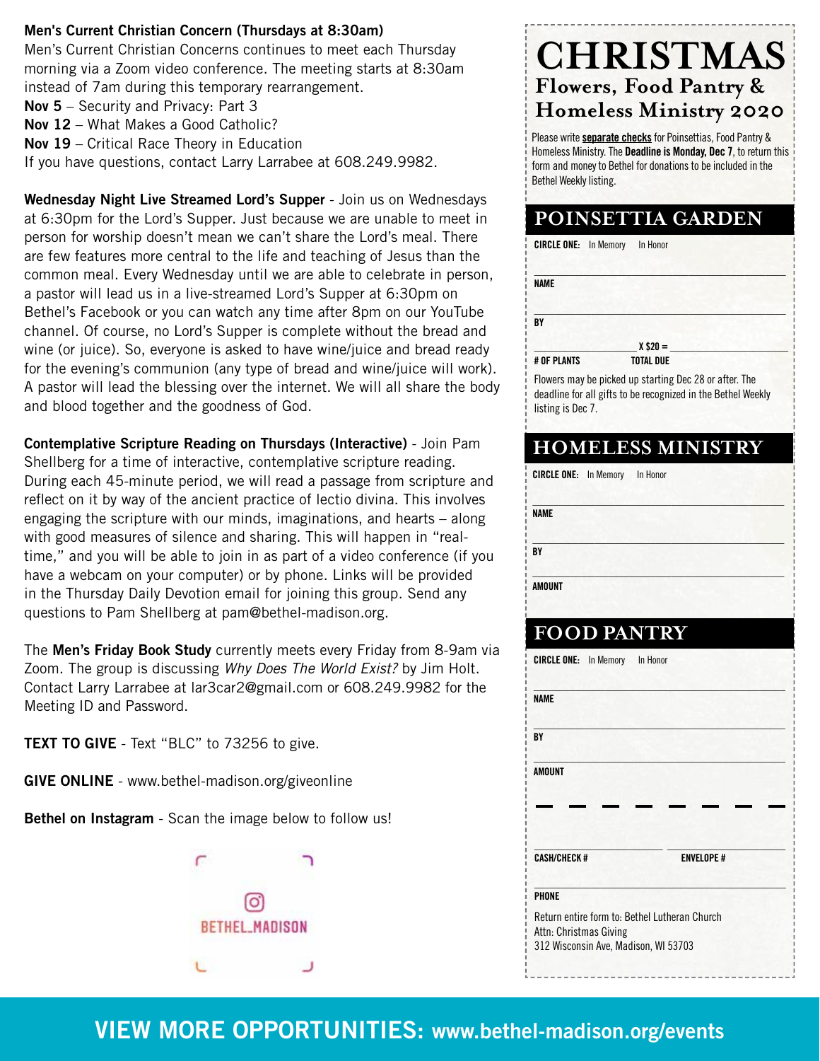**Men's Current Christian Concern (Thursdays at 8:30am)**
Men's Current Christian Concerns continues to meet each Thursday morning via a Zoom video conference. The meeting starts at 8:30am instead of 7am during this temporary rearrangement.
**Nov 5** – Security and Privacy: Part 3
**Nov 12** – What Makes a Good Catholic?
**Nov 19** – Critical Race Theory in Education
If you have questions, contact Larry Larrabee at 608.249.9982.

**Wednesday Night Live Streamed Lord's Supper** - Join us on Wednesdays at 6:30pm for the Lord's Supper. Just because we are unable to meet in person for worship doesn't mean we can't share the Lord's meal. There are few features more central to the life and teaching of Jesus than the common meal. Every Wednesday until we are able to celebrate in person, a pastor will lead us in a live-streamed Lord's Supper at 6:30pm on Bethel's Facebook or you can watch any time after 8pm on our YouTube channel. Of course, no Lord's Supper is complete without the bread and wine (or juice). So, everyone is asked to have wine/juice and bread ready for the evening's communion (any type of bread and wine/juice will work). A pastor will lead the blessing over the internet. We will all share the body and blood together and the goodness of God.

**Contemplative Scripture Reading on Thursdays (Interactive)** - Join Pam Shellberg for a time of interactive, contemplative scripture reading. During each 45-minute period, we will read a passage from scripture and reflect on it by way of the ancient practice of lectio divina. This involves engaging the scripture with our minds, imaginations, and hearts – along with good measures of silence and sharing. This will happen in "real-time," and you will be able to join in as part of a video conference (if you have a webcam on your computer) or by phone. Links will be provided in the Thursday Daily Devotion email for joining this group. Send any questions to Pam Shellberg at pam@bethel-madison.org.

The **Men's Friday Book Study** currently meets every Friday from 8-9am via Zoom. The group is discussing *Why Does The World Exist?* by Jim Holt. Contact Larry Larrabee at lar3car2@gmail.com or 608.249.9982 for the Meeting ID and Password.

**TEXT TO GIVE** - Text "BLC" to 73256 to give.

**GIVE ONLINE** - www.bethel-madison.org/giveonline

**Bethel on Instagram** - Scan the image below to follow us!

BETHEL_MADISON

# CHRISTMAS
## Flowers, Food Pantry & Homeless Ministry 2020

Please write **separate checks** for Poinsettias, Food Pantry & Homeless Ministry. The **Deadline is Monday, Dec 7**, to return this form and money to Bethel for donations to be included in the Bethel Weekly listing.

## POINSETTIA GARDEN

**CIRCLE ONE:** In Memory In Honor

**NAME** ______________________

**BY** ______________________

______ X $20 = ______
**# OF PLANTS** **TOTAL DUE**

Flowers may be picked up starting Dec 28 or after. The deadline for all gifts to be recognized in the Bethel Weekly listing is Dec 7.

## HOMELESS MINISTRY

**CIRCLE ONE:** In Memory In Honor

**NAME** ______________________

**BY** ______________________

**AMOUNT** ______________________

## FOOD PANTRY

**CIRCLE ONE:** In Memory In Honor

**NAME** ______________________

**BY** ______________________

**AMOUNT** ______________________

**CASH/CHECK #** ______ **ENVELOPE #** ______

**PHONE** ______________________

Return entire form to: Bethel Lutheran Church
Attn: Christmas Giving
312 Wisconsin Ave, Madison, WI 53703

**VIEW MORE OPPORTUNITIES: www.bethel-madison.org/events**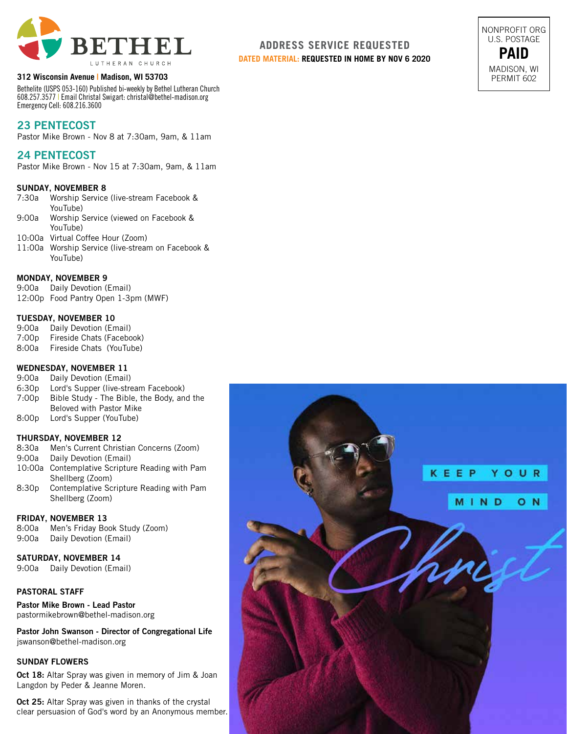# BETHEL

LUTHERAN CHURCH

**312 Wisconsin Avenue | Madison, WI 53703**

Bethelite (USPS 053-160) Published bi-weekly by Bethel Lutheran Church
608.257.3577 | Email Christal Swigart: christal@bethel-madison.org
Emergency Cell: 608.216.3600

**ADDRESS SERVICE REQUESTED**

**DATED MATERIAL: REQUESTED IN HOME BY NOV 6 2020**

NONPROFIT ORG
U.S. POSTAGE
**PAID**
MADISON, WI
PERMIT 602

## 23 PENTECOST

Pastor Mike Brown - Nov 8 at 7:30am, 9am, & 11am

## 24 PENTECOST

Pastor Mike Brown - Nov 15 at 7:30am, 9am, & 11am

### SUNDAY, NOVEMBER 8

- 7:30a Worship Service (live-stream Facebook & YouTube)
- 9:00a Worship Service (viewed on Facebook & YouTube)
- 10:00a Virtual Coffee Hour (Zoom)
- 11:00a Worship Service (live-stream on Facebook & YouTube)

### MONDAY, NOVEMBER 9

- 9:00a Daily Devotion (Email)
- 12:00p Food Pantry Open 1-3pm (MWF)

### TUESDAY, NOVEMBER 10

- 9:00a Daily Devotion (Email)
- 7:00p Fireside Chats (Facebook)
- 8:00a Fireside Chats (YouTube)

### WEDNESDAY, NOVEMBER 11

- 9:00a Daily Devotion (Email)
- 6:30p Lord's Supper (live-stream Facebook)
- 7:00p Bible Study - The Bible, the Body, and the Beloved with Pastor Mike
- 8:00p Lord's Supper (YouTube)

### THURSDAY, NOVEMBER 12

- 8:30a Men's Current Christian Concerns (Zoom)
- 9:00a Daily Devotion (Email)
- 10:00a Contemplative Scripture Reading with Pam Shellberg (Zoom)
- 8:30p Contemplative Scripture Reading with Pam Shellberg (Zoom)

### FRIDAY, NOVEMBER 13

- 8:00a Men's Friday Book Study (Zoom)
- 9:00a Daily Devotion (Email)

### SATURDAY, NOVEMBER 14

- 9:00a Daily Devotion (Email)

### PASTORAL STAFF

**Pastor Mike Brown - Lead Pastor**
pastormikebrown@bethel-madison.org

**Pastor John Swanson - Director of Congregational Life**
jswanson@bethel-madison.org

### SUNDAY FLOWERS

**Oct 18:** Altar Spray was given in memory of Jim & Joan Langdon by Peder & Jeanne Moren.

**Oct 25:** Altar Spray was given in thanks of the crystal clear persuasion of God's word by an Anonymous member.

KEEP YOUR MIND ON Christ